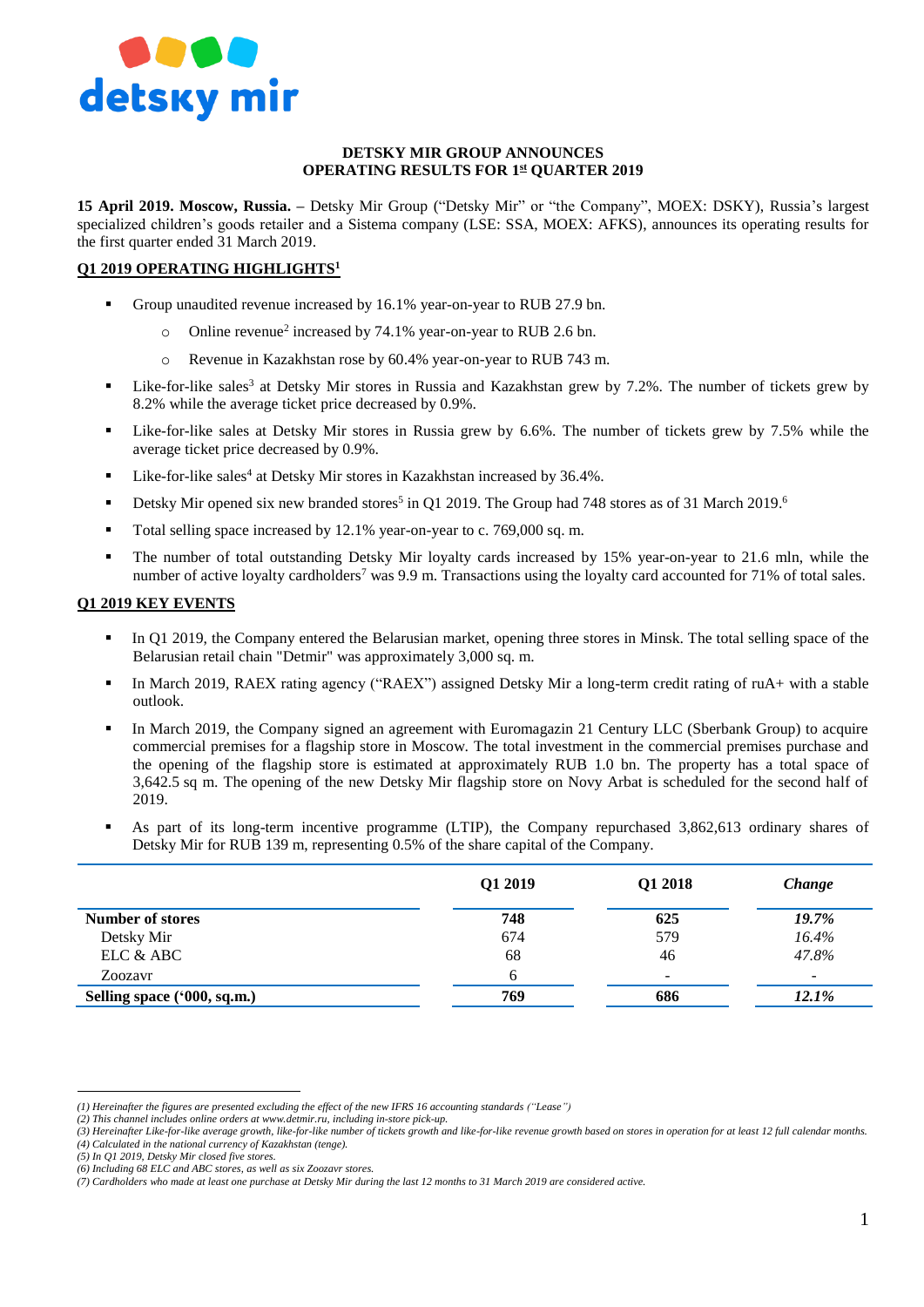**DETSKY MIR GROUP ANNOUNCES**
**OPERATING RESULTS FOR 1st QUARTER 2019**

**15 April 2019. Moscow, Russia. –** Detsky Mir Group ("Detsky Mir" or "the Company", MOEX: DSKY), Russia's largest specialized children's goods retailer and a Sistema company (LSE: SSA, MOEX: AFKS), announces its operating results for the first quarter ended 31 March 2019.

## Q1 2019 OPERATING HIGHLIGHTS[1]

- Group unaudited revenue increased by 16.1% year-on-year to RUB 27.9 bn.
  - Online revenue[2] increased by 74.1% year-on-year to RUB 2.6 bn.
  - Revenue in Kazakhstan rose by 60.4% year-on-year to RUB 743 m.
- Like-for-like sales[3] at Detsky Mir stores in Russia and Kazakhstan grew by 7.2%. The number of tickets grew by 8.2% while the average ticket price decreased by 0.9%.
- Like-for-like sales at Detsky Mir stores in Russia grew by 6.6%. The number of tickets grew by 7.5% while the average ticket price decreased by 0.9%.
- Like-for-like sales[4] at Detsky Mir stores in Kazakhstan increased by 36.4%.
- Detsky Mir opened six new branded stores[5] in Q1 2019. The Group had 748 stores as of 31 March 2019.[6]
- Total selling space increased by 12.1% year-on-year to c. 769,000 sq. m.
- The number of total outstanding Detsky Mir loyalty cards increased by 15% year-on-year to 21.6 mln, while the number of active loyalty cardholders[7] was 9.9 m. Transactions using the loyalty card accounted for 71% of total sales.

## Q1 2019 KEY EVENTS

- In Q1 2019, the Company entered the Belarusian market, opening three stores in Minsk. The total selling space of the Belarusian retail chain "Detmir" was approximately 3,000 sq. m.
- In March 2019, RAEX rating agency ("RAEX") assigned Detsky Mir a long-term credit rating of ruA+ with a stable outlook.
- In March 2019, the Company signed an agreement with Euromagazin 21 Century LLC (Sberbank Group) to acquire commercial premises for a flagship store in Moscow. The total investment in the commercial premises purchase and the opening of the flagship store is estimated at approximately RUB 1.0 bn. The property has a total space of 3,642.5 sq m. The opening of the new Detsky Mir flagship store on Novy Arbat is scheduled for the second half of 2019.
- As part of its long-term incentive programme (LTIP), the Company repurchased 3,862,613 ordinary shares of Detsky Mir for RUB 139 m, representing 0.5% of the share capital of the Company.

| | Q1 2019 | Q1 2018 | *Change* |
|---|---|---|---|
| **Number of stores** | **748** | **625** | ***19.7%*** |
| Detsky Mir | 674 | 579 | *16.4%* |
| ELC & ABC | 68 | 46 | *47.8%* |
| Zoozavr | 6 | - | - |
| **Selling space ('000, sq.m.)** | **769** | **686** | ***12.1%*** |

*(1) Hereinafter the figures are presented excluding the effect of the new IFRS 16 accounting standards ("Lease")*
*(2) This channel includes online orders at www.detmir.ru, including in-store pick-up.*
*(3) Hereinafter Like-for-like average growth, like-for-like number of tickets growth and like-for-like revenue growth based on stores in operation for at least 12 full calendar months.*
*(4) Calculated in the national currency of Kazakhstan (tenge).*
*(5) In Q1 2019, Detsky Mir closed five stores.*
*(6) Including 68 ELC and ABC stores, as well as six Zoozavr stores.*
*(7) Cardholders who made at least one purchase at Detsky Mir during the last 12 months to 31 March 2019 are considered active.*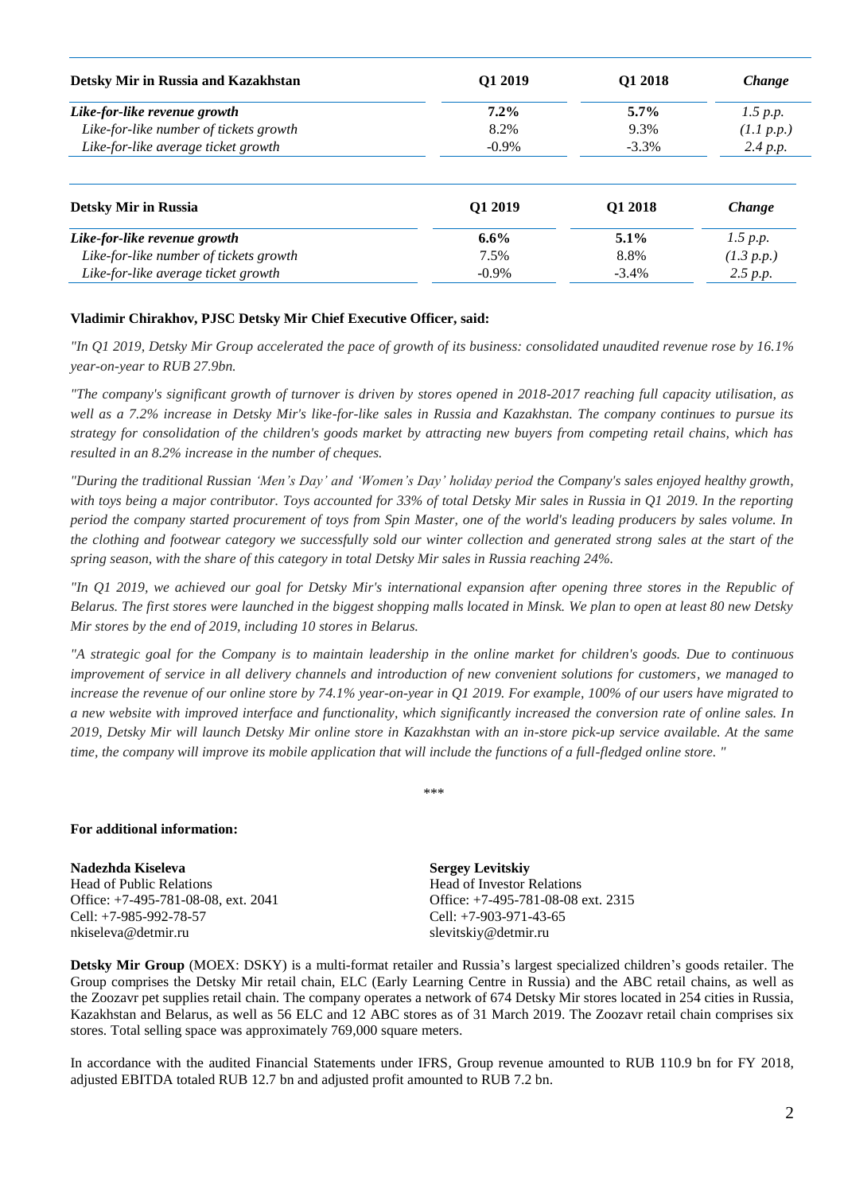| Detsky Mir in Russia and Kazakhstan | Q1 2019 | Q1 2018 | *Change* |
|---|---|---|---|
| ***Like-for-like revenue growth*** | **7.2%** | **5.7%** | *1.5 p.p.* |
| *Like-for-like number of tickets growth* | 8.2% | 9.3% | *(1.1 p.p.)* |
| *Like-for-like average ticket growth* | -0.9% | -3.3% | *2.4 p.p.* |

| Detsky Mir in Russia | Q1 2019 | Q1 2018 | *Change* |
|---|---|---|---|
| ***Like-for-like revenue growth*** | **6.6%** | **5.1%** | *1.5 p.p.* |
| *Like-for-like number of tickets growth* | 7.5% | 8.8% | *(1.3 p.p.)* |
| *Like-for-like average ticket growth* | -0.9% | -3.4% | *2.5 p.p.* |

**Vladimir Chirakhov, PJSC Detsky Mir Chief Executive Officer, said:**

*"In Q1 2019, Detsky Mir Group accelerated the pace of growth of its business: consolidated unaudited revenue rose by 16.1% year-on-year to RUB 27.9bn.*

*"The company's significant growth of turnover is driven by stores opened in 2018-2017 reaching full capacity utilisation, as well as a 7.2% increase in Detsky Mir's like-for-like sales in Russia and Kazakhstan. The company continues to pursue its strategy for consolidation of the children's goods market by attracting new buyers from competing retail chains, which has resulted in an 8.2% increase in the number of cheques.*

*"During the traditional Russian 'Men's Day' and 'Women's Day' holiday period the Company's sales enjoyed healthy growth, with toys being a major contributor. Toys accounted for 33% of total Detsky Mir sales in Russia in Q1 2019. In the reporting period the company started procurement of toys from Spin Master, one of the world's leading producers by sales volume. In the clothing and footwear category we successfully sold our winter collection and generated strong sales at the start of the spring season, with the share of this category in total Detsky Mir sales in Russia reaching 24%.*

*"In Q1 2019, we achieved our goal for Detsky Mir's international expansion after opening three stores in the Republic of Belarus. The first stores were launched in the biggest shopping malls located in Minsk. We plan to open at least 80 new Detsky Mir stores by the end of 2019, including 10 stores in Belarus.*

*"A strategic goal for the Company is to maintain leadership in the online market for children's goods. Due to continuous improvement of service in all delivery channels and introduction of new convenient solutions for customers, we managed to increase the revenue of our online store by 74.1% year-on-year in Q1 2019. For example, 100% of our users have migrated to a new website with improved interface and functionality, which significantly increased the conversion rate of online sales. In 2019, Detsky Mir will launch Detsky Mir online store in Kazakhstan with an in-store pick-up service available. At the same time, the company will improve its mobile application that will include the functions of a full-fledged online store. "*

\*\*\*

**For additional information:**

**Nadezhda Kiseleva**
Head of Public Relations
Office: +7-495-781-08-08, ext. 2041
Cell: +7-985-992-78-57
nkiseleva@detmir.ru

**Sergey Levitskiy**
Head of Investor Relations
Office: +7-495-781-08-08 ext. 2315
Cell: +7-903-971-43-65
slevitskiy@detmir.ru

**Detsky Mir Group** (MOEX: DSKY) is a multi-format retailer and Russia's largest specialized children's goods retailer. The Group comprises the Detsky Mir retail chain, ELC (Early Learning Centre in Russia) and the ABC retail chains, as well as the Zoozavr pet supplies retail chain. The company operates a network of 674 Detsky Mir stores located in 254 cities in Russia, Kazakhstan and Belarus, as well as 56 ELC and 12 ABC stores as of 31 March 2019. The Zoozavr retail chain comprises six stores. Total selling space was approximately 769,000 square meters.

In accordance with the audited Financial Statements under IFRS, Group revenue amounted to RUB 110.9 bn for FY 2018, adjusted EBITDA totaled RUB 12.7 bn and adjusted profit amounted to RUB 7.2 bn.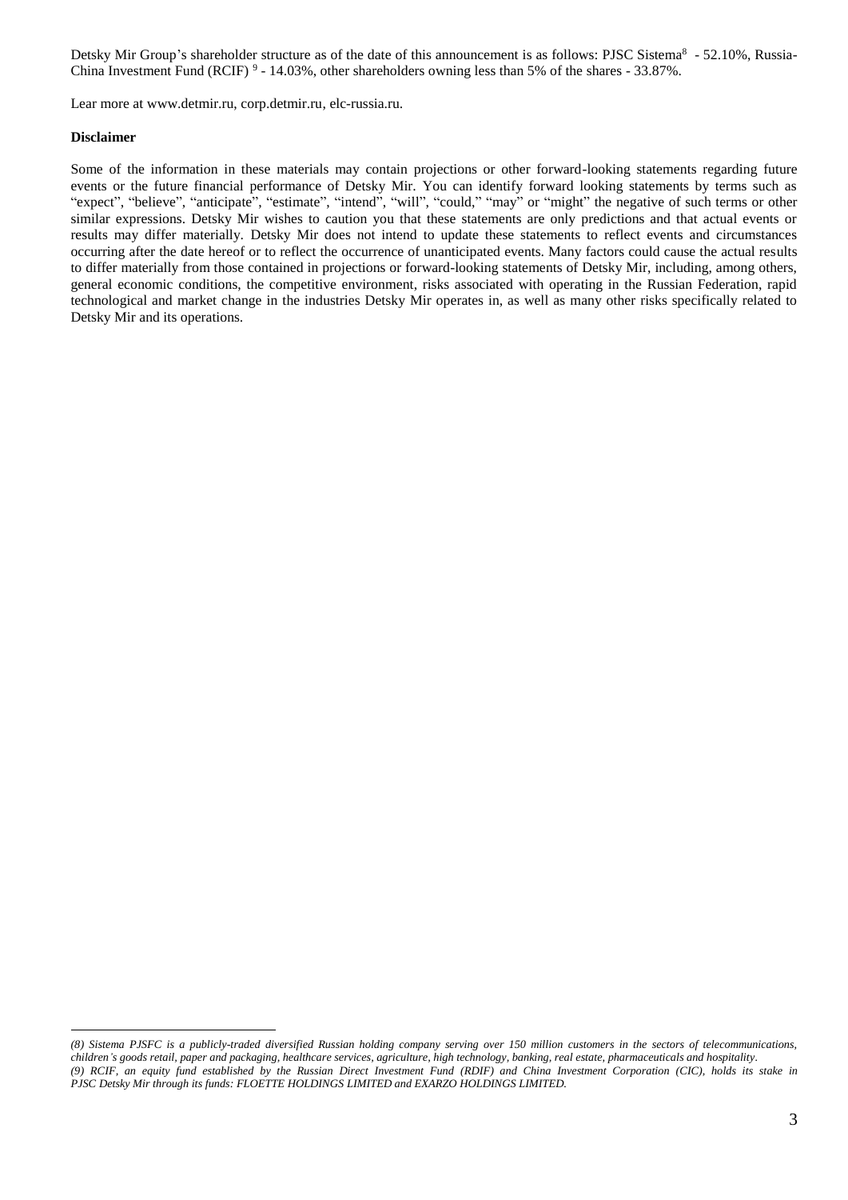Detsky Mir Group's shareholder structure as of the date of this announcement is as follows: PJSC Sistema[8] - 52.10%, Russia-China Investment Fund (RCIF) [9] - 14.03%, other shareholders owning less than 5% of the shares - 33.87%.

Lear more at www.detmir.ru, corp.detmir.ru, elc-russia.ru.

**Disclaimer**

Some of the information in these materials may contain projections or other forward-looking statements regarding future events or the future financial performance of Detsky Mir. You can identify forward looking statements by terms such as "expect", "believe", "anticipate", "estimate", "intend", "will", "could," "may" or "might" the negative of such terms or other similar expressions. Detsky Mir wishes to caution you that these statements are only predictions and that actual events or results may differ materially. Detsky Mir does not intend to update these statements to reflect events and circumstances occurring after the date hereof or to reflect the occurrence of unanticipated events. Many factors could cause the actual results to differ materially from those contained in projections or forward-looking statements of Detsky Mir, including, among others, general economic conditions, the competitive environment, risks associated with operating in the Russian Federation, rapid technological and market change in the industries Detsky Mir operates in, as well as many other risks specifically related to Detsky Mir and its operations.

*(8) Sistema PJSFC is a publicly-traded diversified Russian holding company serving over 150 million customers in the sectors of telecommunications, children's goods retail, paper and packaging, healthcare services, agriculture, high technology, banking, real estate, pharmaceuticals and hospitality.*

*(9) RCIF, an equity fund established by the Russian Direct Investment Fund (RDIF) and China Investment Corporation (CIC), holds its stake in PJSC Detsky Mir through its funds: FLOETTE HOLDINGS LIMITED and EXARZO HOLDINGS LIMITED.*